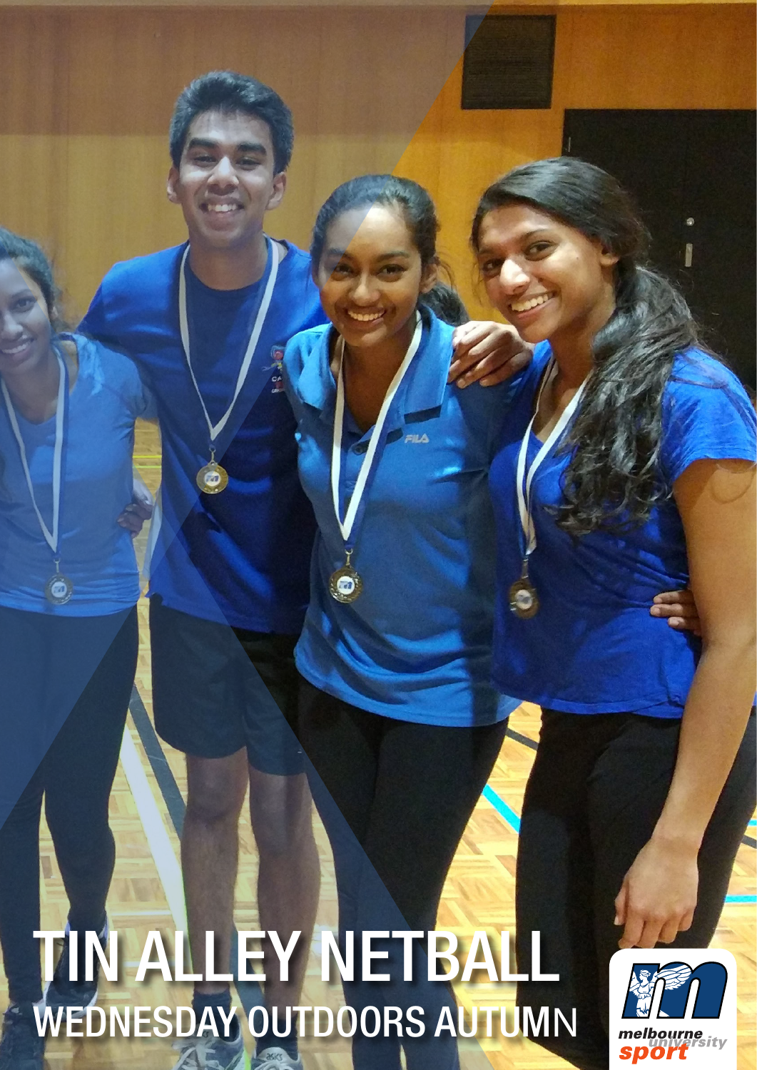# TIN ALLEY NETBALL

## WEDNESDAY OUTDOORS AUTUMN

melbourne university sport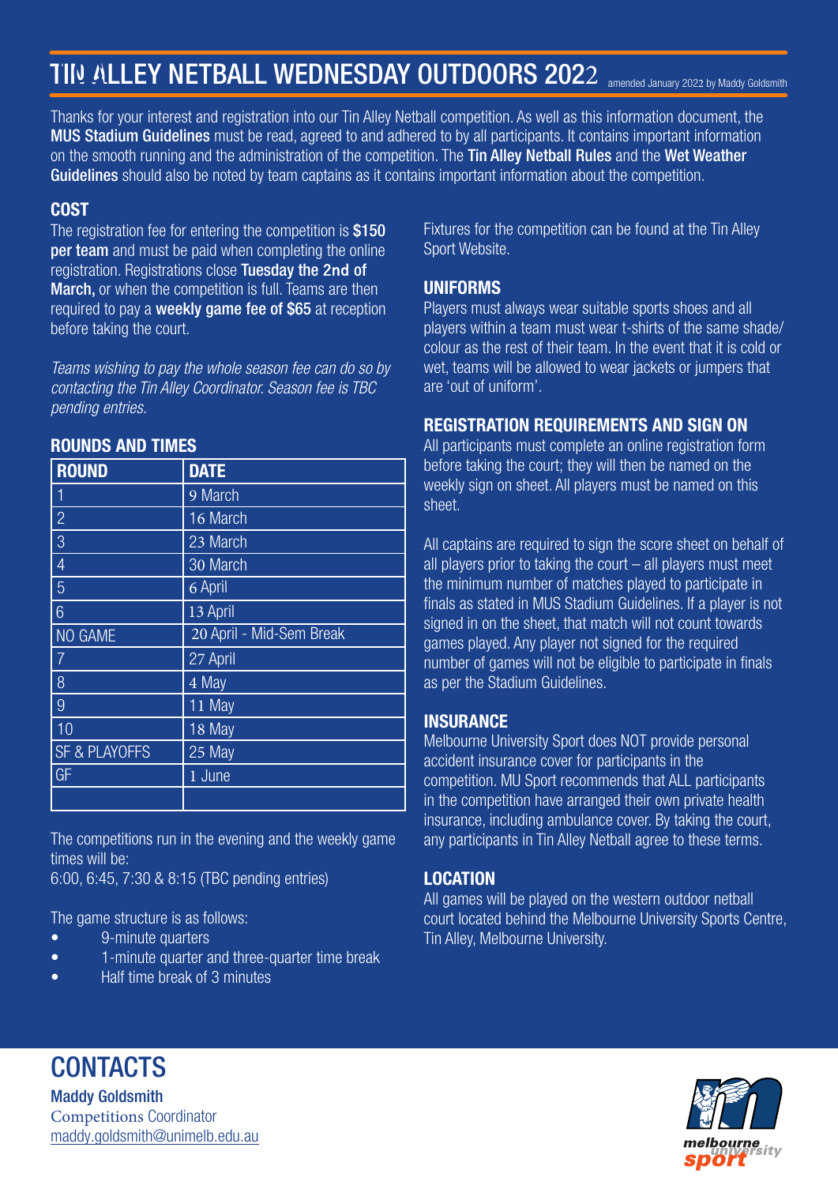# TIN ALLEY NETBALL WEDNESDAY OUTDOORS 2022

amended January 2022 by Maddy Goldsmith

Thanks for your interest and registration into our Tin Alley Netball competition. As well as this information document, the **MUS Stadium Guidelines** must be read, agreed to and adhered to by all participants. It contains important information on the smooth running and the administration of the competition. The **Tin Alley Netball Rules** and the **Wet Weather Guidelines** should also be noted by team captains as it contains important information about the competition.

## COST

The registration fee for entering the competition is **$150 per team** and must be paid when completing the online registration. Registrations close **Tuesday the 2nd of March,** or when the competition is full. Teams are then required to pay a **weekly game fee of $65** at reception before taking the court.

*Teams wishing to pay the whole season fee can do so by contacting the Tin Alley Coordinator. Season fee is TBC pending entries.*

## ROUNDS AND TIMES

| ROUND | DATE |
|---|---|
| 1 | 9 March |
| 2 | 16 March |
| 3 | 23 March |
| 4 | 30 March |
| 5 | 6 April |
| 6 | 13 April |
| NO GAME | 20 April - Mid-Sem Break |
| 7 | 27 April |
| 8 | 4 May |
| 9 | 11 May |
| 10 | 18 May |
| SF & PLAYOFFS | 25 May |
| GF | 1 June |
| | |

The competitions run in the evening and the weekly game times will be:
6:00, 6:45, 7:30 & 8:15 (TBC pending entries)

The game structure is as follows:

- 9-minute quarters
- 1-minute quarter and three-quarter time break
- Half time break of 3 minutes

Fixtures for the competition can be found at the Tin Alley Sport Website.

## UNIFORMS

Players must always wear suitable sports shoes and all players within a team must wear t-shirts of the same shade/colour as the rest of their team. In the event that it is cold or wet, teams will be allowed to wear jackets or jumpers that are 'out of uniform'.

## REGISTRATION REQUIREMENTS AND SIGN ON

All participants must complete an online registration form before taking the court; they will then be named on the weekly sign on sheet. All players must be named on this sheet.

All captains are required to sign the score sheet on behalf of all players prior to taking the court – all players must meet the minimum number of matches played to participate in finals as stated in MUS Stadium Guidelines. If a player is not signed in on the sheet, that match will not count towards games played. Any player not signed for the required number of games will not be eligible to participate in finals as per the Stadium Guidelines.

## INSURANCE

Melbourne University Sport does NOT provide personal accident insurance cover for participants in the competition. MU Sport recommends that ALL participants in the competition have arranged their own private health insurance, including ambulance cover. By taking the court, any participants in Tin Alley Netball agree to these terms.

## LOCATION

All games will be played on the western outdoor netball court located behind the Melbourne University Sports Centre, Tin Alley, Melbourne University.

# CONTACTS

**Maddy Goldsmith**
Competitions Coordinator
maddy.goldsmith@unimelb.edu.au

melbourne university sport